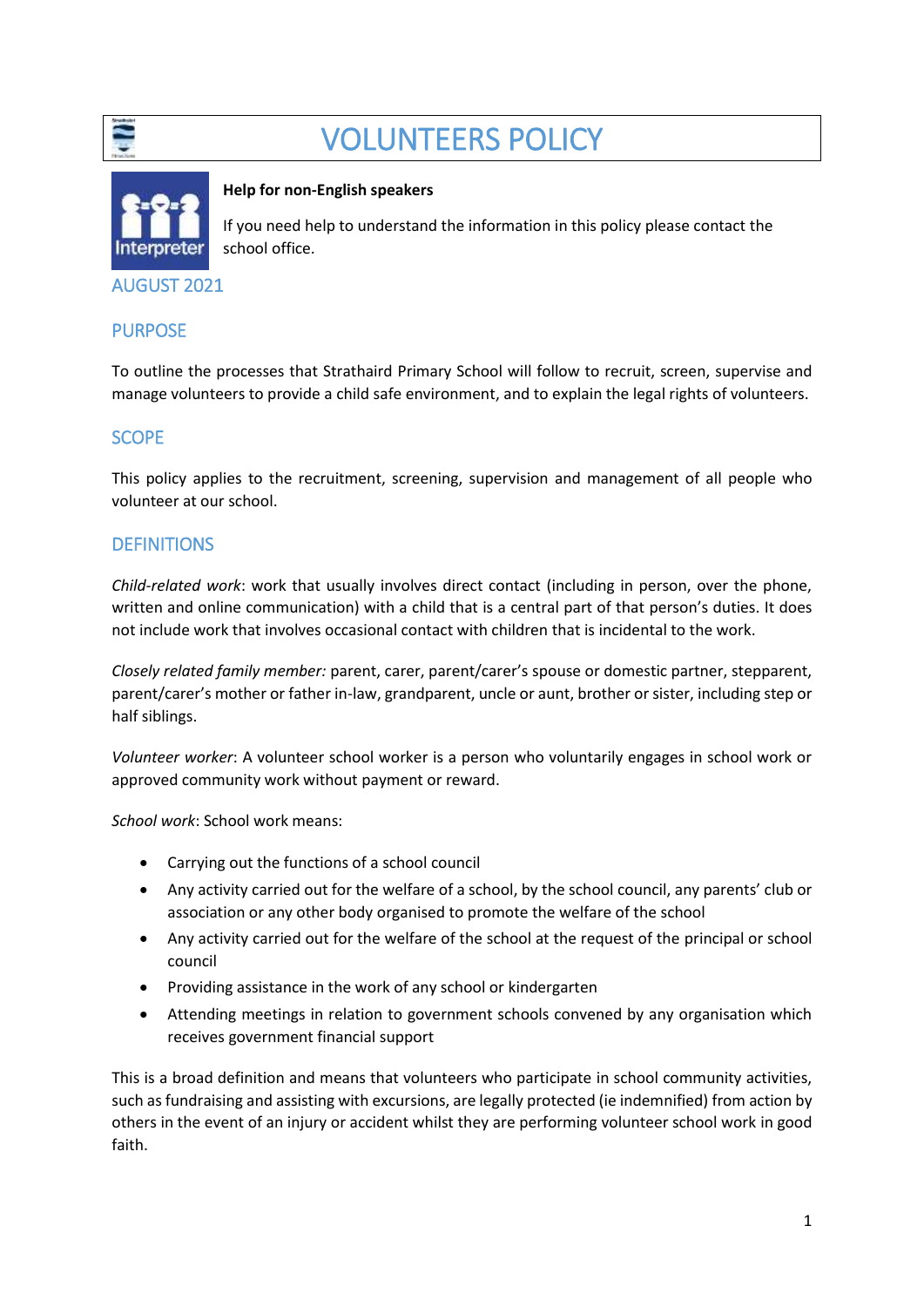# VOLUNTEERS POLICY

**Help for non-English speakers**

If you need help to understand the information in this policy please contact the school office.

## AUGUST 2021

## PURPOSE

To outline the processes that Strathaird Primary School will follow to recruit, screen, supervise and manage volunteers to provide a child safe environment, and to explain the legal rights of volunteers.

## SCOPE

This policy applies to the recruitment, screening, supervision and management of all people who volunteer at our school.

## DEFINITIONS

*Child-related work*: work that usually involves direct contact (including in person, over the phone, written and online communication) with a child that is a central part of that person's duties. It does not include work that involves occasional contact with children that is incidental to the work.

*Closely related family member:* parent, carer, parent/carer's spouse or domestic partner, stepparent, parent/carer's mother or father in-law, grandparent, uncle or aunt, brother or sister, including step or half siblings.

*Volunteer worker*: A volunteer school worker is a person who voluntarily engages in school work or approved community work without payment or reward.

*School work*: School work means:

- Carrying out the functions of a school council
- Any activity carried out for the welfare of a school, by the school council, any parents' club or association or any other body organised to promote the welfare of the school
- Any activity carried out for the welfare of the school at the request of the principal or school council
- Providing assistance in the work of any school or kindergarten
- Attending meetings in relation to government schools convened by any organisation which receives government financial support

This is a broad definition and means that volunteers who participate in school community activities, such as fundraising and assisting with excursions, are legally protected (ie indemnified) from action by others in the event of an injury or accident whilst they are performing volunteer school work in good faith.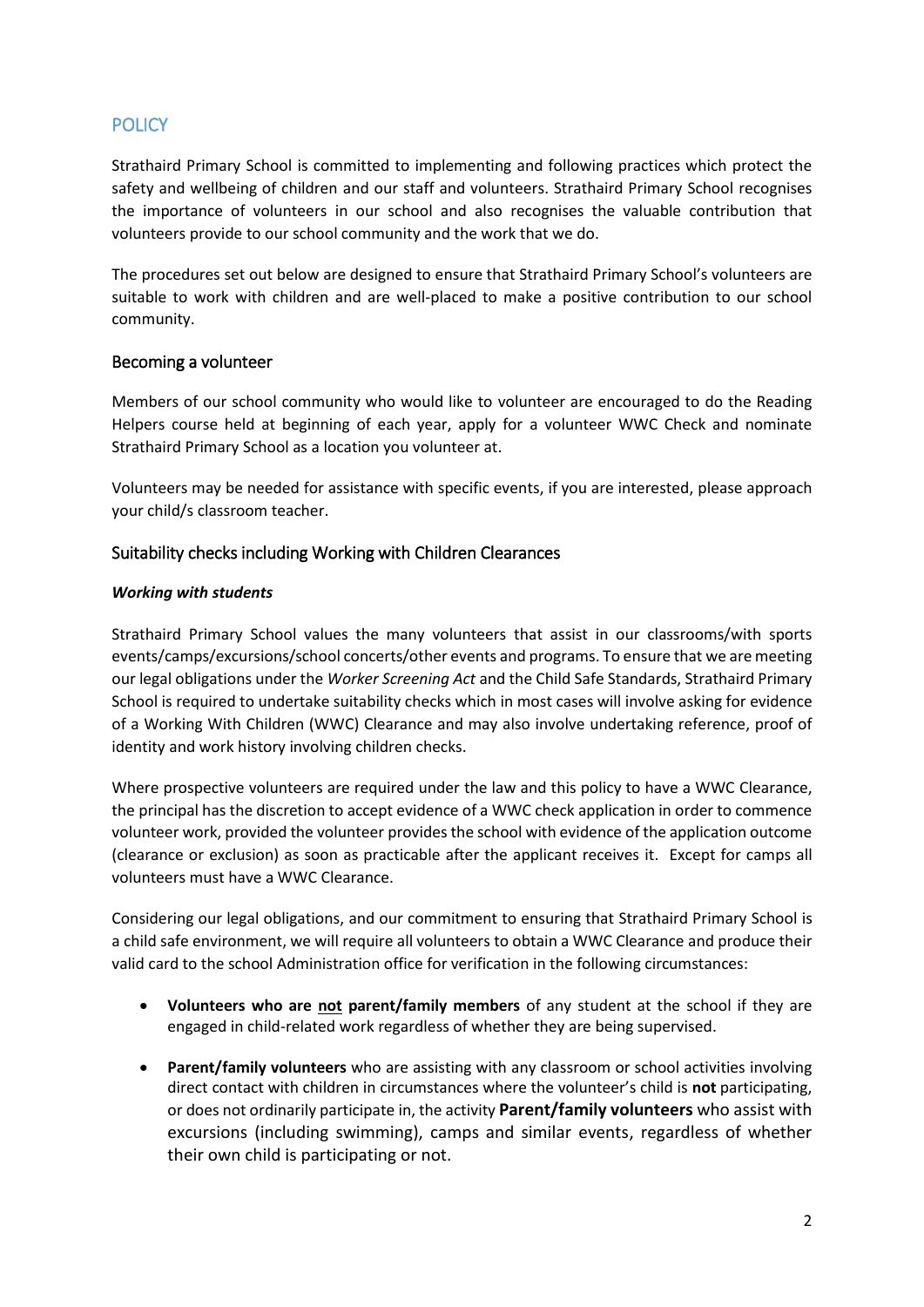## POLICY

Strathaird Primary School is committed to implementing and following practices which protect the safety and wellbeing of children and our staff and volunteers. Strathaird Primary School recognises the importance of volunteers in our school and also recognises the valuable contribution that volunteers provide to our school community and the work that we do.

The procedures set out below are designed to ensure that Strathaird Primary School's volunteers are suitable to work with children and are well-placed to make a positive contribution to our school community.

### Becoming a volunteer

Members of our school community who would like to volunteer are encouraged to do the Reading Helpers course held at beginning of each year, apply for a volunteer WWC Check and nominate Strathaird Primary School as a location you volunteer at.

Volunteers may be needed for assistance with specific events, if you are interested, please approach your child/s classroom teacher.

### Suitability checks including Working with Children Clearances

***Working with students***

Strathaird Primary School values the many volunteers that assist in our classrooms/with sports events/camps/excursions/school concerts/other events and programs. To ensure that we are meeting our legal obligations under the *Worker Screening Act* and the Child Safe Standards, Strathaird Primary School is required to undertake suitability checks which in most cases will involve asking for evidence of a Working With Children (WWC) Clearance and may also involve undertaking reference, proof of identity and work history involving children checks.

Where prospective volunteers are required under the law and this policy to have a WWC Clearance, the principal has the discretion to accept evidence of a WWC check application in order to commence volunteer work, provided the volunteer provides the school with evidence of the application outcome (clearance or exclusion) as soon as practicable after the applicant receives it. Except for camps all volunteers must have a WWC Clearance.

Considering our legal obligations, and our commitment to ensuring that Strathaird Primary School is a child safe environment, we will require all volunteers to obtain a WWC Clearance and produce their valid card to the school Administration office for verification in the following circumstances:

- **Volunteers who are <u>not</u> parent/family members** of any student at the school if they are engaged in child-related work regardless of whether they are being supervised.
- **Parent/family volunteers** who are assisting with any classroom or school activities involving direct contact with children in circumstances where the volunteer's child is **not** participating, or does not ordinarily participate in, the activity **Parent/family volunteers** who assist with excursions (including swimming), camps and similar events, regardless of whether their own child is participating or not.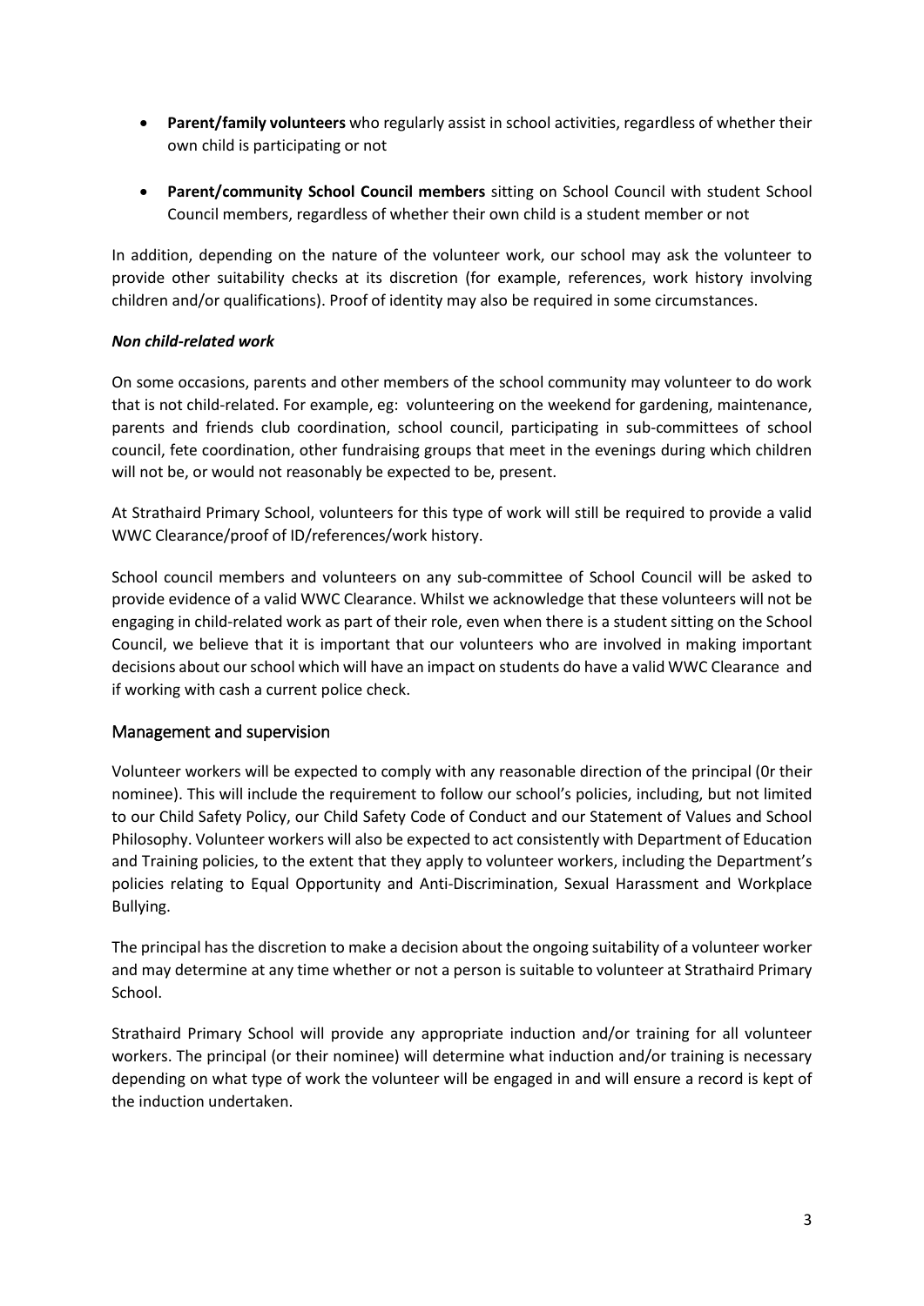- **Parent/family volunteers** who regularly assist in school activities, regardless of whether their own child is participating or not

- **Parent/community School Council members** sitting on School Council with student School Council members, regardless of whether their own child is a student member or not

In addition, depending on the nature of the volunteer work, our school may ask the volunteer to provide other suitability checks at its discretion (for example, references, work history involving children and/or qualifications). Proof of identity may also be required in some circumstances.

***Non child-related work***

On some occasions, parents and other members of the school community may volunteer to do work that is not child-related. For example, eg: volunteering on the weekend for gardening, maintenance, parents and friends club coordination, school council, participating in sub-committees of school council, fete coordination, other fundraising groups that meet in the evenings during which children will not be, or would not reasonably be expected to be, present.

At Strathaird Primary School, volunteers for this type of work will still be required to provide a valid WWC Clearance/proof of ID/references/work history.

School council members and volunteers on any sub-committee of School Council will be asked to provide evidence of a valid WWC Clearance. Whilst we acknowledge that these volunteers will not be engaging in child-related work as part of their role, even when there is a student sitting on the School Council, we believe that it is important that our volunteers who are involved in making important decisions about our school which will have an impact on students do have a valid WWC Clearance and if working with cash a current police check.

## Management and supervision

Volunteer workers will be expected to comply with any reasonable direction of the principal (0r their nominee). This will include the requirement to follow our school's policies, including, but not limited to our Child Safety Policy, our Child Safety Code of Conduct and our Statement of Values and School Philosophy. Volunteer workers will also be expected to act consistently with Department of Education and Training policies, to the extent that they apply to volunteer workers, including the Department's policies relating to Equal Opportunity and Anti-Discrimination, Sexual Harassment and Workplace Bullying.

The principal has the discretion to make a decision about the ongoing suitability of a volunteer worker and may determine at any time whether or not a person is suitable to volunteer at Strathaird Primary School.

Strathaird Primary School will provide any appropriate induction and/or training for all volunteer workers. The principal (or their nominee) will determine what induction and/or training is necessary depending on what type of work the volunteer will be engaged in and will ensure a record is kept of the induction undertaken.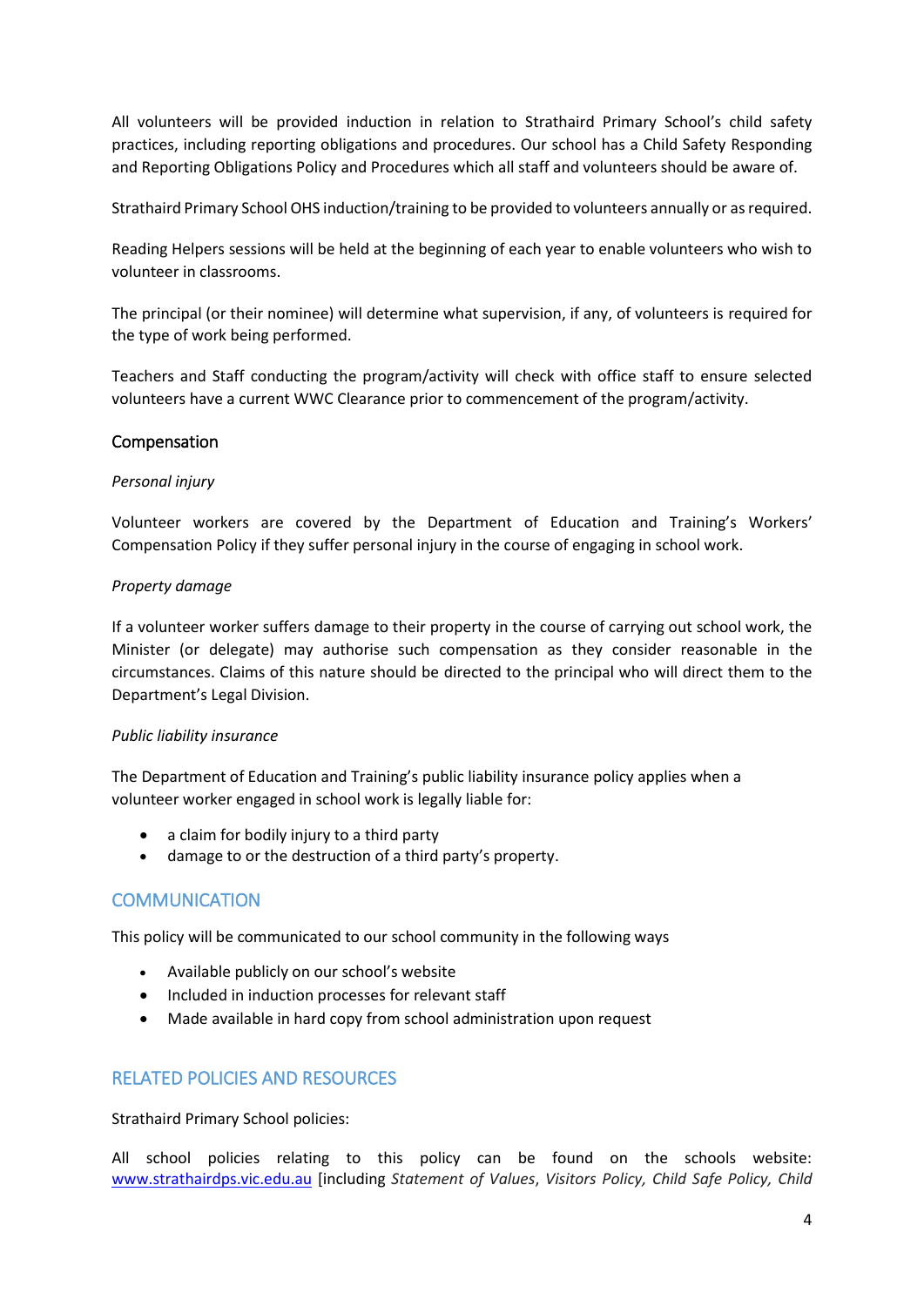All volunteers will be provided induction in relation to Strathaird Primary School's child safety practices, including reporting obligations and procedures. Our school has a Child Safety Responding and Reporting Obligations Policy and Procedures which all staff and volunteers should be aware of.

Strathaird Primary School OHS induction/training to be provided to volunteers annually or as required.

Reading Helpers sessions will be held at the beginning of each year to enable volunteers who wish to volunteer in classrooms.

The principal (or their nominee) will determine what supervision, if any, of volunteers is required for the type of work being performed.

Teachers and Staff conducting the program/activity will check with office staff to ensure selected volunteers have a current WWC Clearance prior to commencement of the program/activity.

### Compensation

*Personal injury*

Volunteer workers are covered by the Department of Education and Training's Workers' Compensation Policy if they suffer personal injury in the course of engaging in school work.

*Property damage*

If a volunteer worker suffers damage to their property in the course of carrying out school work, the Minister (or delegate) may authorise such compensation as they consider reasonable in the circumstances. Claims of this nature should be directed to the principal who will direct them to the Department's Legal Division.

*Public liability insurance*

The Department of Education and Training's public liability insurance policy applies when a volunteer worker engaged in school work is legally liable for:

- a claim for bodily injury to a third party
- damage to or the destruction of a third party's property.

## COMMUNICATION

This policy will be communicated to our school community in the following ways

- Available publicly on our school's website
- Included in induction processes for relevant staff
- Made available in hard copy from school administration upon request

## RELATED POLICIES AND RESOURCES

Strathaird Primary School policies:

All school policies relating to this policy can be found on the schools website: www.strathairdps.vic.edu.au [including *Statement of Values*, *Visitors Policy, Child Safe Policy, Child*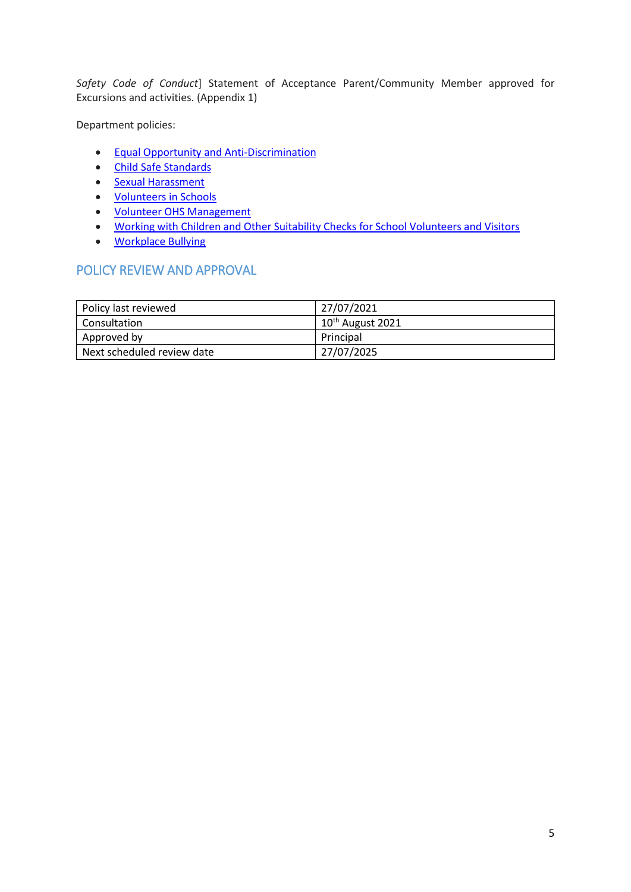*Safety Code of Conduct*] Statement of Acceptance Parent/Community Member approved for Excursions and activities. (Appendix 1)

Department policies:

- Equal Opportunity and Anti-Discrimination
- Child Safe Standards
- Sexual Harassment
- Volunteers in Schools
- Volunteer OHS Management
- Working with Children and Other Suitability Checks for School Volunteers and Visitors
- Workplace Bullying

## POLICY REVIEW AND APPROVAL

| | |
|---|---|
| Policy last reviewed | 27/07/2021 |
| Consultation | 10th August 2021 |
| Approved by | Principal |
| Next scheduled review date | 27/07/2025 |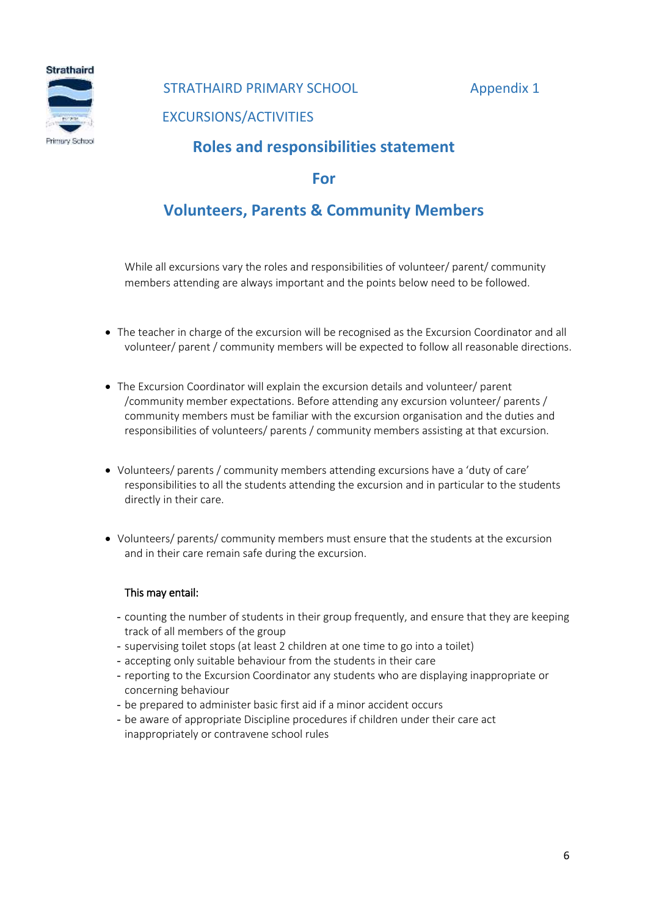STRATHAIRD PRIMARY SCHOOL Appendix 1

EXCURSIONS/ACTIVITIES

## Roles and responsibilities statement

## For

## Volunteers, Parents & Community Members

While all excursions vary the roles and responsibilities of volunteer/ parent/ community members attending are always important and the points below need to be followed.

- The teacher in charge of the excursion will be recognised as the Excursion Coordinator and all volunteer/ parent / community members will be expected to follow all reasonable directions.

- The Excursion Coordinator will explain the excursion details and volunteer/ parent /community member expectations. Before attending any excursion volunteer/ parents / community members must be familiar with the excursion organisation and the duties and responsibilities of volunteers/ parents / community members assisting at that excursion.

- Volunteers/ parents / community members attending excursions have a 'duty of care' responsibilities to all the students attending the excursion and in particular to the students directly in their care.

- Volunteers/ parents/ community members must ensure that the students at the excursion and in their care remain safe during the excursion.

This may entail:

- counting the number of students in their group frequently, and ensure that they are keeping track of all members of the group
- supervising toilet stops (at least 2 children at one time to go into a toilet)
- accepting only suitable behaviour from the students in their care
- reporting to the Excursion Coordinator any students who are displaying inappropriate or concerning behaviour
- be prepared to administer basic first aid if a minor accident occurs
- be aware of appropriate Discipline procedures if children under their care act inappropriately or contravene school rules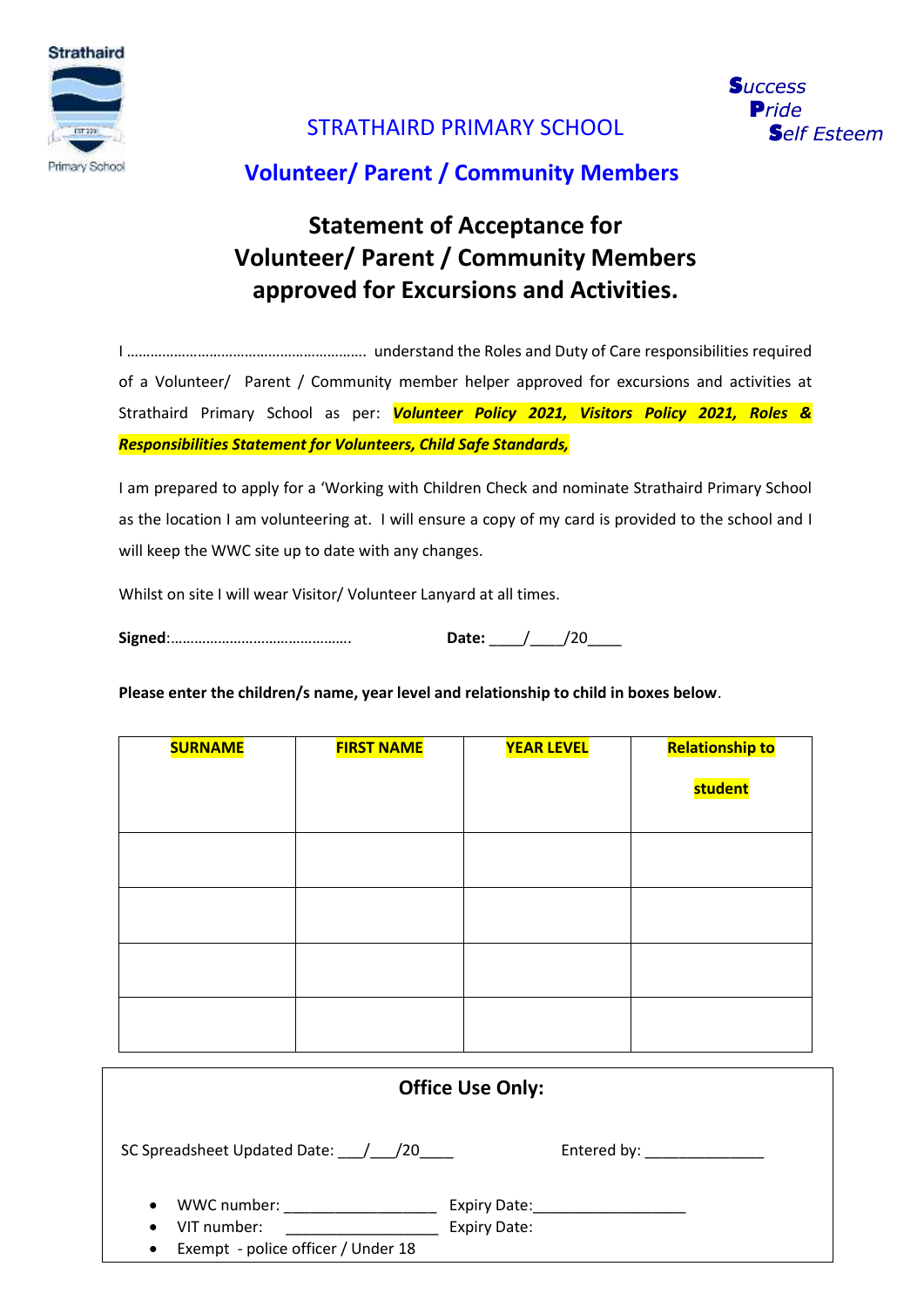Strathaird

Primary School

STRATHAIRD PRIMARY SCHOOL

**S**uccess
**P**ride
**S**elf Esteem

## Volunteer/ Parent / Community Members

# Statement of Acceptance for Volunteer/ Parent / Community Members approved for Excursions and Activities.

I ………………………………………………….. understand the Roles and Duty of Care responsibilities required of a Volunteer/ Parent / Community member helper approved for excursions and activities at Strathaird Primary School as per: ***Volunteer Policy 2021, Visitors Policy 2021, Roles & Responsibilities Statement for Volunteers, Child Safe Standards,***

I am prepared to apply for a 'Working with Children Check and nominate Strathaird Primary School as the location I am volunteering at. I will ensure a copy of my card is provided to the school and I will keep the WWC site up to date with any changes.

Whilst on site I will wear Visitor/ Volunteer Lanyard at all times.

**Signed**:……………………………………….  **Date:** ____/____/20____

**Please enter the children/s name, year level and relationship to child in boxes below**.

| **SURNAME** | **FIRST NAME** | **YEAR LEVEL** | **Relationship to student** |
|---|---|---|---|
| | | | |
| | | | |
| | | | |
| | | | |

**Office Use Only:**

SC Spreadsheet Updated Date: ___/___/20____   Entered by: ______________

- WWC number: __________________ Expiry Date:__________________
- VIT number: __________________ Expiry Date:
- Exempt - police officer / Under 18